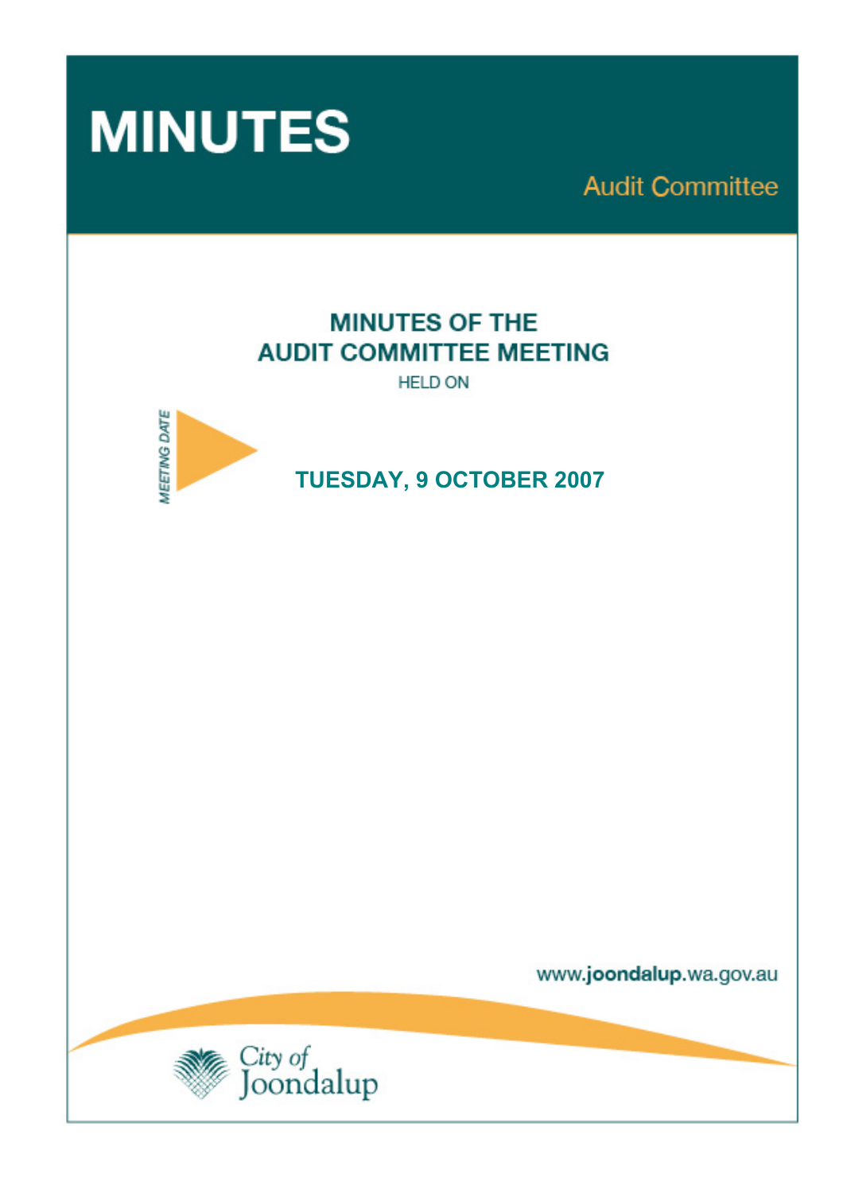# MINUTES

Audit Committee

## MINUTES OF THE AUDIT COMMITTEE MEETING

HELD ON

MEETING DATE

**TUESDAY, 9 OCTOBER 2007**

www.joondalup.wa.gov.au

City of Joondalup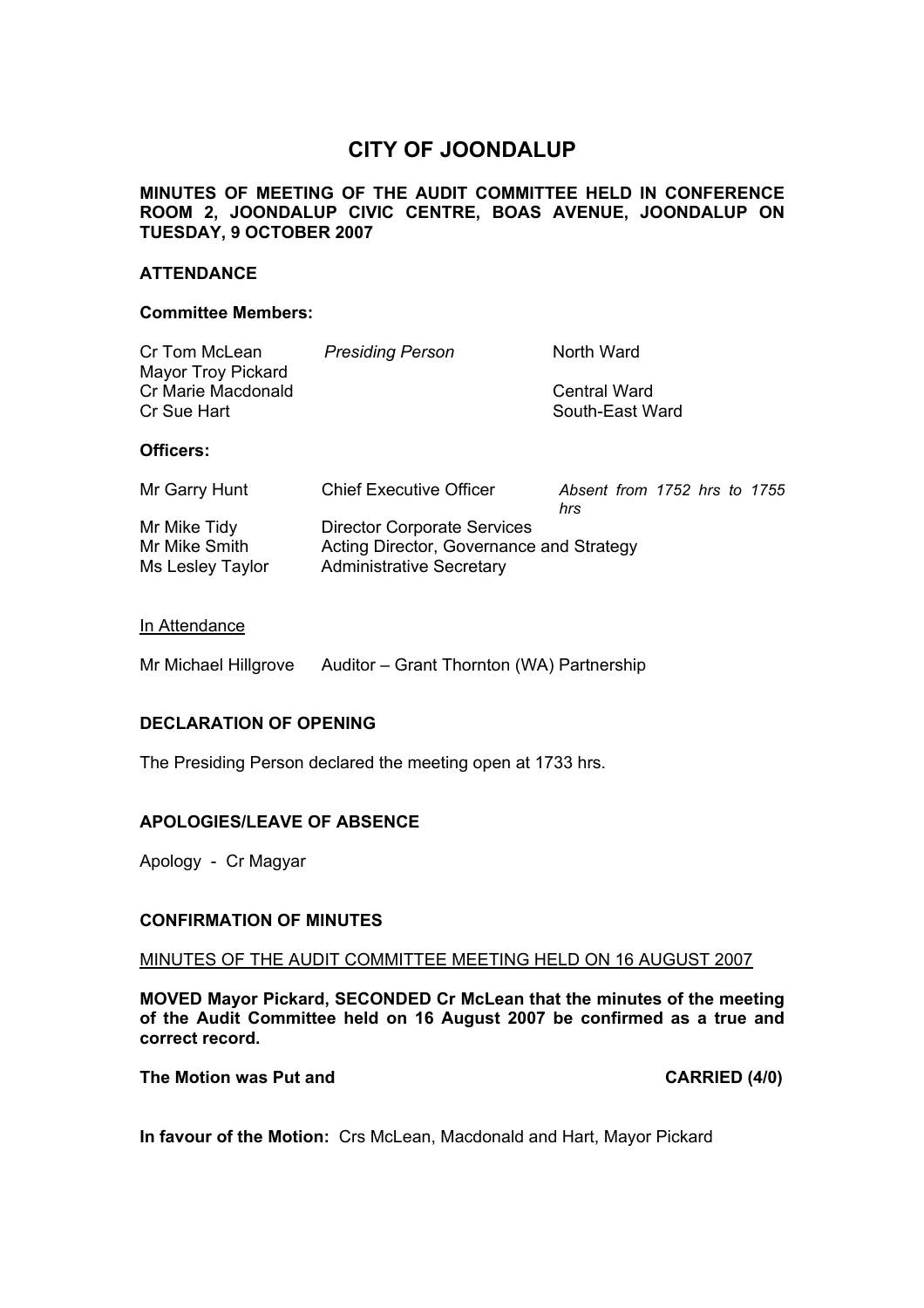# CITY OF JOONDALUP

**MINUTES OF MEETING OF THE AUDIT COMMITTEE HELD IN CONFERENCE ROOM 2, JOONDALUP CIVIC CENTRE, BOAS AVENUE, JOONDALUP ON TUESDAY, 9 OCTOBER 2007**

## ATTENDANCE

### Committee Members:

| | | |
|---|---|---|
| Cr Tom McLean | *Presiding Person* | North Ward |
| Mayor Troy Pickard | | |
| Cr Marie Macdonald | | Central Ward |
| Cr Sue Hart | | South-East Ward |

### Officers:

| | | |
|---|---|---|
| Mr Garry Hunt | Chief Executive Officer | *Absent from 1752 hrs to 1755 hrs* |
| Mr Mike Tidy | Director Corporate Services | |
| Mr Mike Smith | Acting Director, Governance and Strategy | |
| Ms Lesley Taylor | Administrative Secretary | |

In Attendance

Mr Michael Hillgrove    Auditor – Grant Thornton (WA) Partnership

## DECLARATION OF OPENING

The Presiding Person declared the meeting open at 1733 hrs.

## APOLOGIES/LEAVE OF ABSENCE

Apology - Cr Magyar

## CONFIRMATION OF MINUTES

MINUTES OF THE AUDIT COMMITTEE MEETING HELD ON 16 AUGUST 2007

**MOVED Mayor Pickard, SECONDED Cr McLean that the minutes of the meeting of the Audit Committee held on 16 August 2007 be confirmed as a true and correct record.**

**The Motion was Put and CARRIED (4/0)**

**In favour of the Motion:** Crs McLean, Macdonald and Hart, Mayor Pickard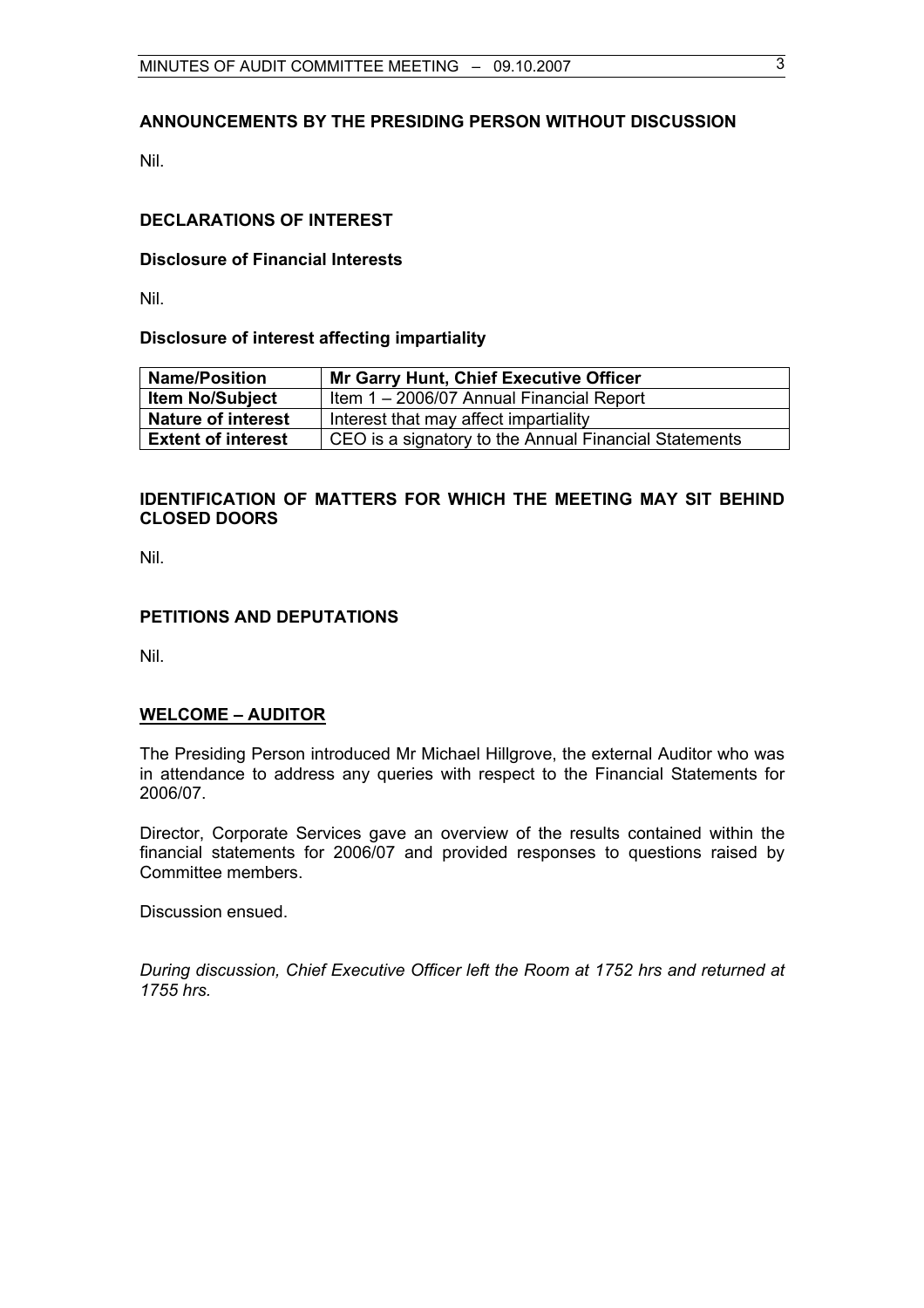## ANNOUNCEMENTS BY THE PRESIDING PERSON WITHOUT DISCUSSION

Nil.

## DECLARATIONS OF INTEREST

### Disclosure of Financial Interests

Nil.

### Disclosure of interest affecting impartiality

| **Name/Position** | **Mr Garry Hunt, Chief Executive Officer** |
|---|---|
| **Item No/Subject** | Item 1 – 2006/07 Annual Financial Report |
| **Nature of interest** | Interest that may affect impartiality |
| **Extent of interest** | CEO is a signatory to the Annual Financial Statements |

## IDENTIFICATION OF MATTERS FOR WHICH THE MEETING MAY SIT BEHIND CLOSED DOORS

Nil.

## PETITIONS AND DEPUTATIONS

Nil.

## WELCOME – AUDITOR

The Presiding Person introduced Mr Michael Hillgrove, the external Auditor who was in attendance to address any queries with respect to the Financial Statements for 2006/07.

Director, Corporate Services gave an overview of the results contained within the financial statements for 2006/07 and provided responses to questions raised by Committee members.

Discussion ensued.

*During discussion, Chief Executive Officer left the Room at 1752 hrs and returned at 1755 hrs.*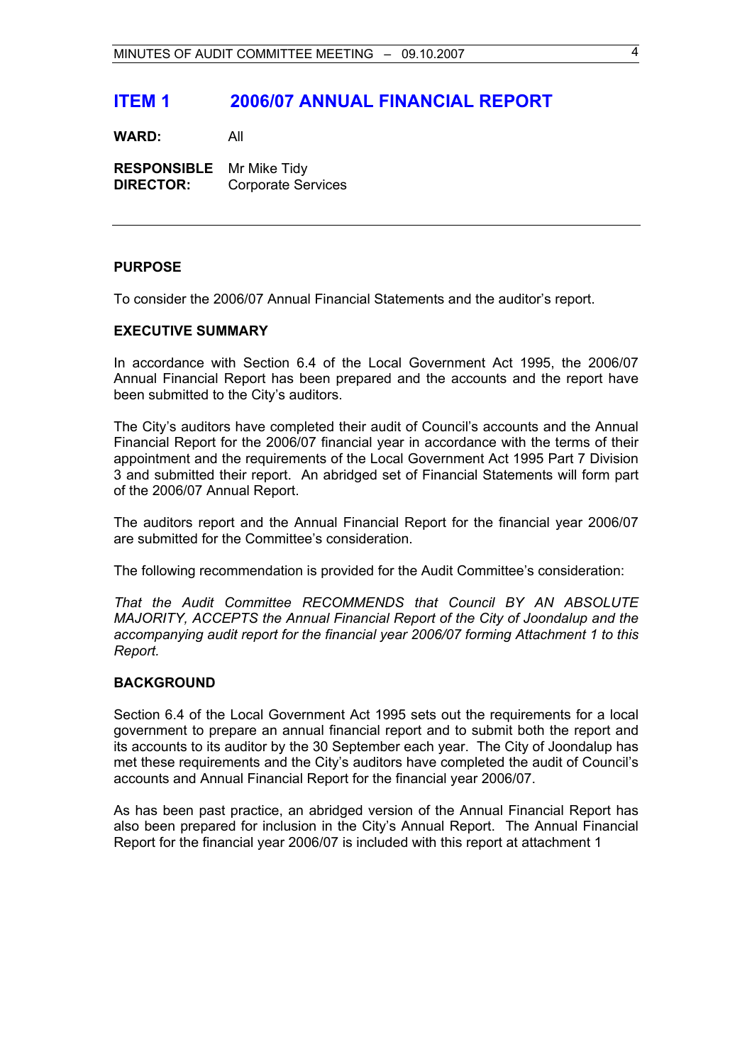# ITEM 1 2006/07 ANNUAL FINANCIAL REPORT

**WARD:** All

**RESPONSIBLE DIRECTOR:** Mr Mike Tidy
Corporate Services

---

## PURPOSE

To consider the 2006/07 Annual Financial Statements and the auditor's report.

## EXECUTIVE SUMMARY

In accordance with Section 6.4 of the Local Government Act 1995, the 2006/07 Annual Financial Report has been prepared and the accounts and the report have been submitted to the City's auditors.

The City's auditors have completed their audit of Council's accounts and the Annual Financial Report for the 2006/07 financial year in accordance with the terms of their appointment and the requirements of the Local Government Act 1995 Part 7 Division 3 and submitted their report. An abridged set of Financial Statements will form part of the 2006/07 Annual Report.

The auditors report and the Annual Financial Report for the financial year 2006/07 are submitted for the Committee's consideration.

The following recommendation is provided for the Audit Committee's consideration:

*That the Audit Committee RECOMMENDS that Council BY AN ABSOLUTE MAJORITY, ACCEPTS the Annual Financial Report of the City of Joondalup and the accompanying audit report for the financial year 2006/07 forming Attachment 1 to this Report.*

## BACKGROUND

Section 6.4 of the Local Government Act 1995 sets out the requirements for a local government to prepare an annual financial report and to submit both the report and its accounts to its auditor by the 30 September each year. The City of Joondalup has met these requirements and the City's auditors have completed the audit of Council's accounts and Annual Financial Report for the financial year 2006/07.

As has been past practice, an abridged version of the Annual Financial Report has also been prepared for inclusion in the City's Annual Report. The Annual Financial Report for the financial year 2006/07 is included with this report at attachment 1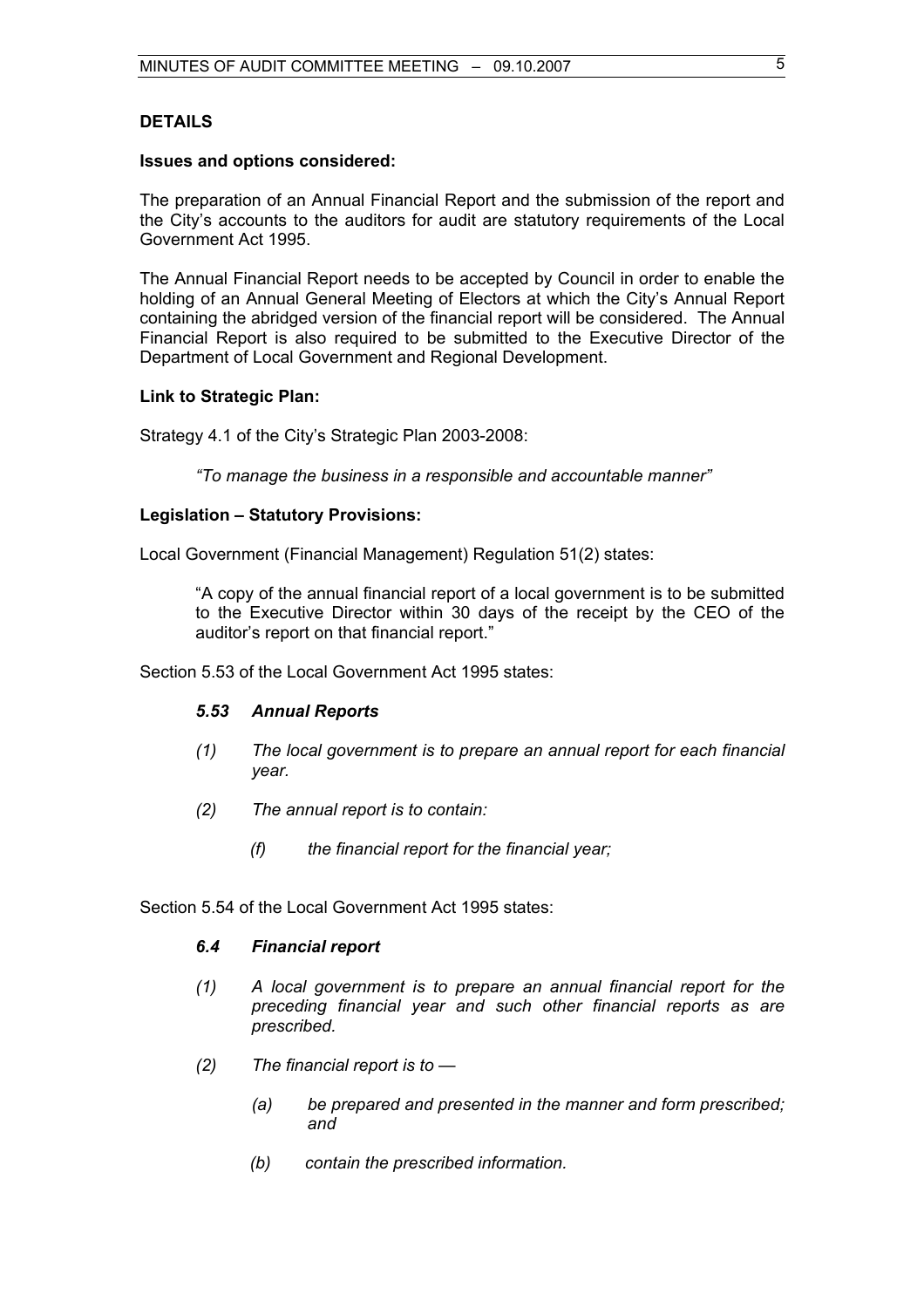## DETAILS

### Issues and options considered:

The preparation of an Annual Financial Report and the submission of the report and the City's accounts to the auditors for audit are statutory requirements of the Local Government Act 1995.

The Annual Financial Report needs to be accepted by Council in order to enable the holding of an Annual General Meeting of Electors at which the City's Annual Report containing the abridged version of the financial report will be considered. The Annual Financial Report is also required to be submitted to the Executive Director of the Department of Local Government and Regional Development.

### Link to Strategic Plan:

Strategy 4.1 of the City's Strategic Plan 2003-2008:

> *"To manage the business in a responsible and accountable manner"*

### Legislation – Statutory Provisions:

Local Government (Financial Management) Regulation 51(2) states:

> "A copy of the annual financial report of a local government is to be submitted to the Executive Director within 30 days of the receipt by the CEO of the auditor's report on that financial report."

Section 5.53 of the Local Government Act 1995 states:

> ***5.53 Annual Reports***
>
> *(1) The local government is to prepare an annual report for each financial year.*
>
> *(2) The annual report is to contain:*
>
> > *(f) the financial report for the financial year;*

Section 5.54 of the Local Government Act 1995 states:

> ***6.4 Financial report***
>
> *(1) A local government is to prepare an annual financial report for the preceding financial year and such other financial reports as are prescribed.*
>
> *(2) The financial report is to —*
>
> > *(a) be prepared and presented in the manner and form prescribed; and*
> >
> > *(b) contain the prescribed information.*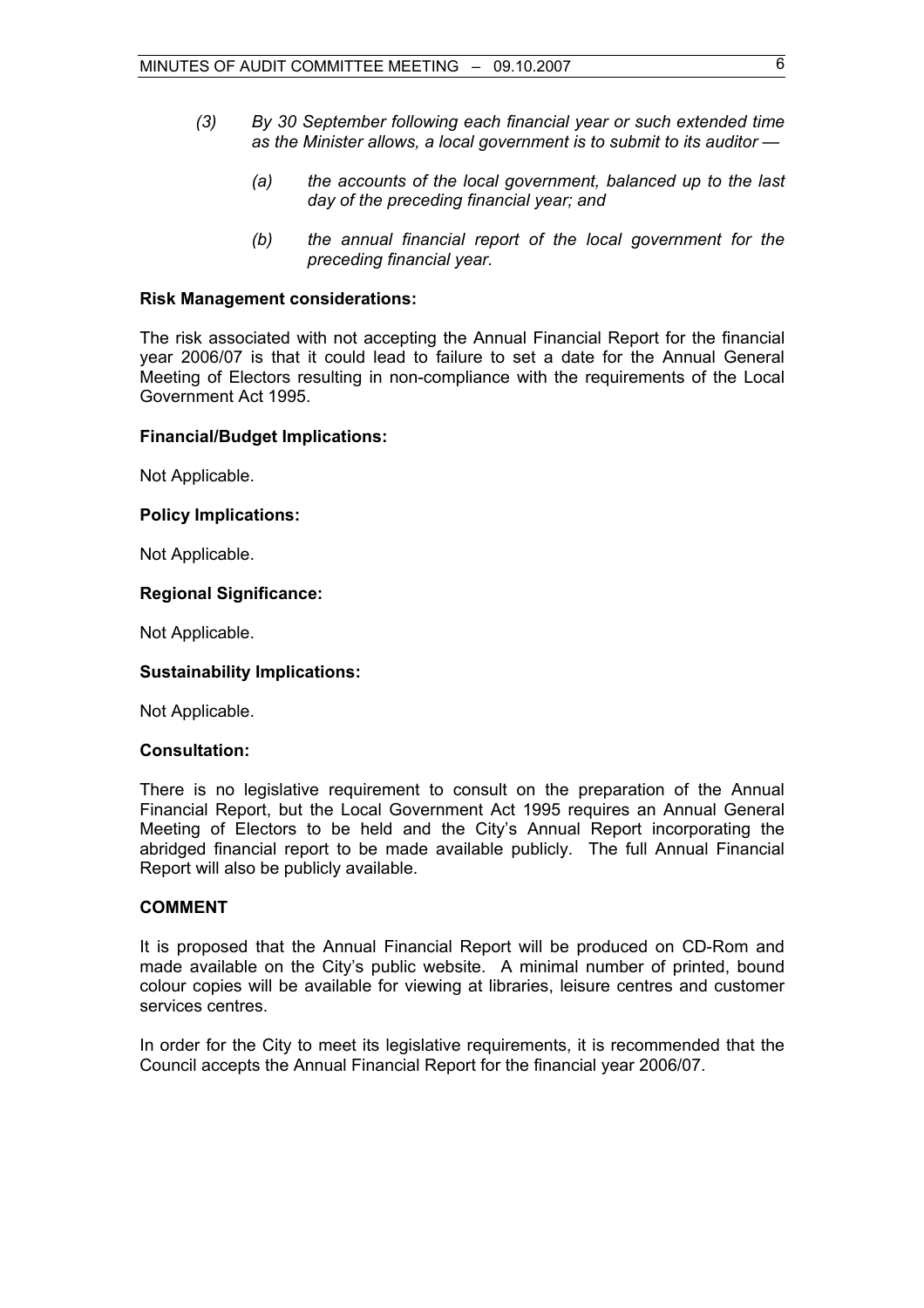*(3) By 30 September following each financial year or such extended time as the Minister allows, a local government is to submit to its auditor —*

*(a) the accounts of the local government, balanced up to the last day of the preceding financial year; and*

*(b) the annual financial report of the local government for the preceding financial year.*

**Risk Management considerations:**

The risk associated with not accepting the Annual Financial Report for the financial year 2006/07 is that it could lead to failure to set a date for the Annual General Meeting of Electors resulting in non-compliance with the requirements of the Local Government Act 1995.

**Financial/Budget Implications:**

Not Applicable.

**Policy Implications:**

Not Applicable.

**Regional Significance:**

Not Applicable.

**Sustainability Implications:**

Not Applicable.

**Consultation:**

There is no legislative requirement to consult on the preparation of the Annual Financial Report, but the Local Government Act 1995 requires an Annual General Meeting of Electors to be held and the City's Annual Report incorporating the abridged financial report to be made available publicly. The full Annual Financial Report will also be publicly available.

**COMMENT**

It is proposed that the Annual Financial Report will be produced on CD-Rom and made available on the City's public website. A minimal number of printed, bound colour copies will be available for viewing at libraries, leisure centres and customer services centres.

In order for the City to meet its legislative requirements, it is recommended that the Council accepts the Annual Financial Report for the financial year 2006/07.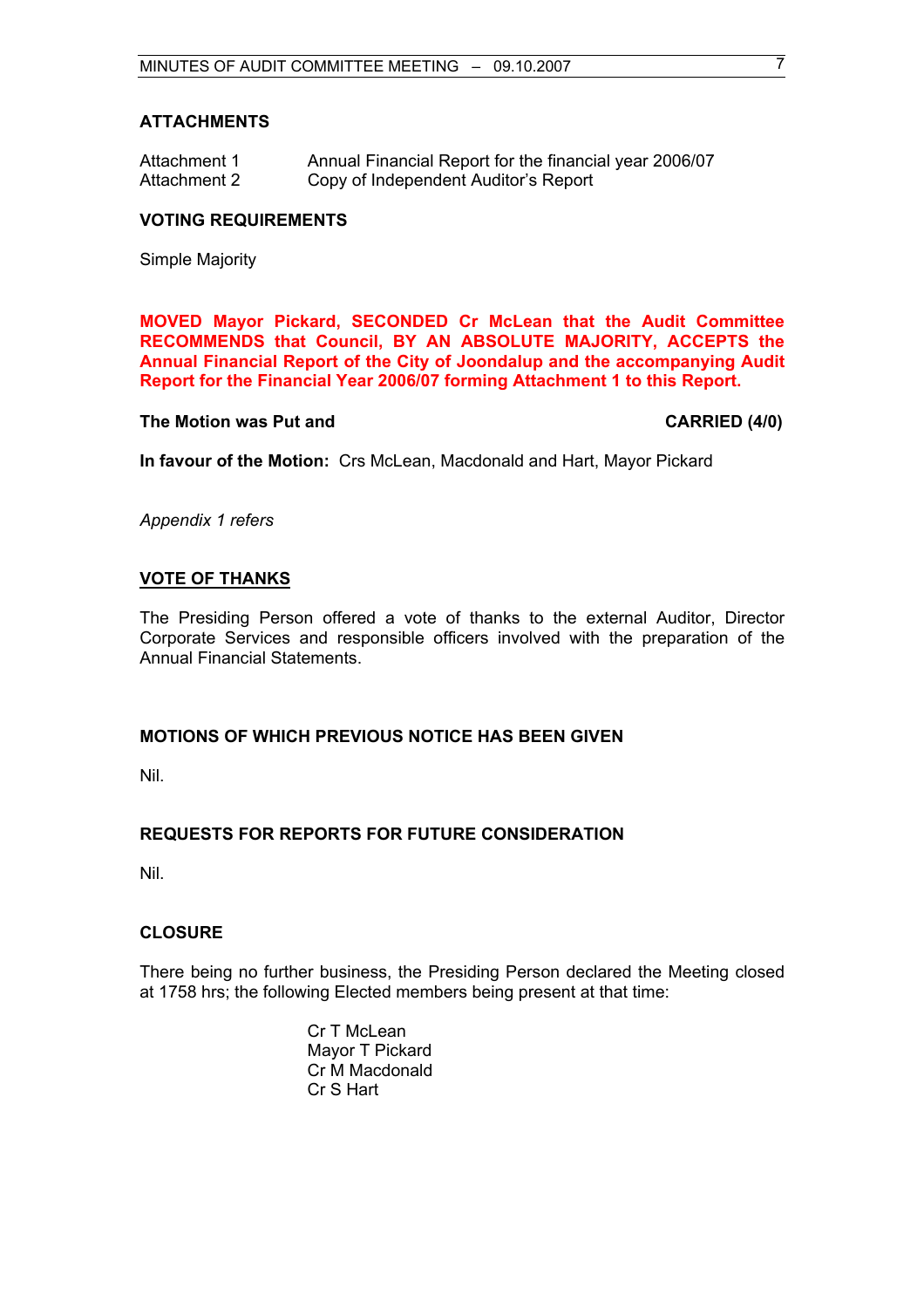### ATTACHMENTS

| | |
|---|---|
| Attachment 1 | Annual Financial Report for the financial year 2006/07 |
| Attachment 2 | Copy of Independent Auditor's Report |

### VOTING REQUIREMENTS

Simple Majority

**MOVED Mayor Pickard, SECONDED Cr McLean that the Audit Committee RECOMMENDS that Council, BY AN ABSOLUTE MAJORITY, ACCEPTS the Annual Financial Report of the City of Joondalup and the accompanying Audit Report for the Financial Year 2006/07 forming Attachment 1 to this Report.**

**The Motion was Put and** **CARRIED (4/0)**

**In favour of the Motion:** Crs McLean, Macdonald and Hart, Mayor Pickard

*Appendix 1 refers*

### VOTE OF THANKS

The Presiding Person offered a vote of thanks to the external Auditor, Director Corporate Services and responsible officers involved with the preparation of the Annual Financial Statements.

### MOTIONS OF WHICH PREVIOUS NOTICE HAS BEEN GIVEN

Nil.

### REQUESTS FOR REPORTS FOR FUTURE CONSIDERATION

Nil.

### CLOSURE

There being no further business, the Presiding Person declared the Meeting closed at 1758 hrs; the following Elected members being present at that time:

Cr T McLean
Mayor T Pickard
Cr M Macdonald
Cr S Hart